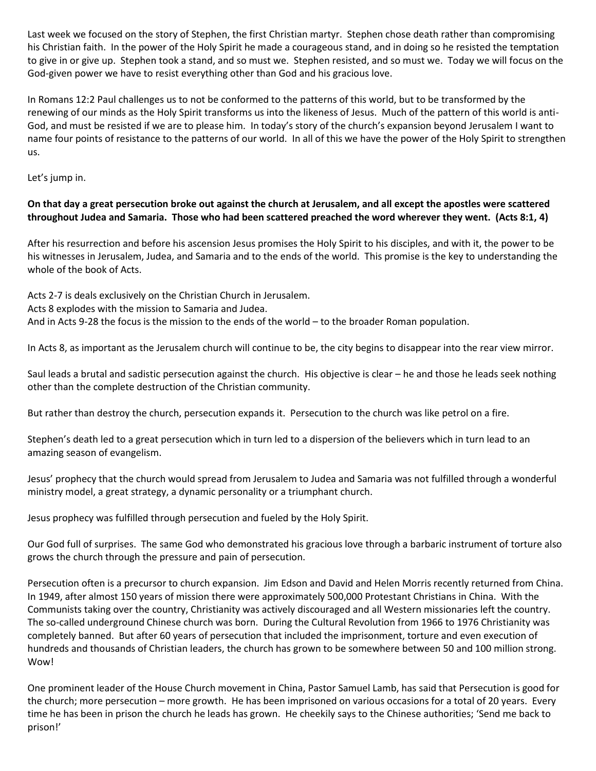Last week we focused on the story of Stephen, the first Christian martyr. Stephen chose death rather than compromising his Christian faith. In the power of the Holy Spirit he made a courageous stand, and in doing so he resisted the temptation to give in or give up. Stephen took a stand, and so must we. Stephen resisted, and so must we. Today we will focus on the God-given power we have to resist everything other than God and his gracious love.

In Romans 12:2 Paul challenges us to not be conformed to the patterns of this world, but to be transformed by the renewing of our minds as the Holy Spirit transforms us into the likeness of Jesus. Much of the pattern of this world is anti-God, and must be resisted if we are to please him. In today's story of the church's expansion beyond Jerusalem I want to name four points of resistance to the patterns of our world. In all of this we have the power of the Holy Spirit to strengthen us.

Let's jump in.

**On that day a great persecution broke out against the church at Jerusalem, and all except the apostles were scattered throughout Judea and Samaria. Those who had been scattered preached the word wherever they went. (Acts 8:1, 4)**

After his resurrection and before his ascension Jesus promises the Holy Spirit to his disciples, and with it, the power to be his witnesses in Jerusalem, Judea, and Samaria and to the ends of the world. This promise is the key to understanding the whole of the book of Acts.

Acts 2-7 is deals exclusively on the Christian Church in Jerusalem.
Acts 8 explodes with the mission to Samaria and Judea.
And in Acts 9-28 the focus is the mission to the ends of the world – to the broader Roman population.

In Acts 8, as important as the Jerusalem church will continue to be, the city begins to disappear into the rear view mirror.

Saul leads a brutal and sadistic persecution against the church. His objective is clear – he and those he leads seek nothing other than the complete destruction of the Christian community.

But rather than destroy the church, persecution expands it. Persecution to the church was like petrol on a fire.

Stephen's death led to a great persecution which in turn led to a dispersion of the believers which in turn lead to an amazing season of evangelism.

Jesus' prophecy that the church would spread from Jerusalem to Judea and Samaria was not fulfilled through a wonderful ministry model, a great strategy, a dynamic personality or a triumphant church.

Jesus prophecy was fulfilled through persecution and fueled by the Holy Spirit.

Our God full of surprises. The same God who demonstrated his gracious love through a barbaric instrument of torture also grows the church through the pressure and pain of persecution.

Persecution often is a precursor to church expansion. Jim Edson and David and Helen Morris recently returned from China. In 1949, after almost 150 years of mission there were approximately 500,000 Protestant Christians in China. With the Communists taking over the country, Christianity was actively discouraged and all Western missionaries left the country. The so-called underground Chinese church was born. During the Cultural Revolution from 1966 to 1976 Christianity was completely banned. But after 60 years of persecution that included the imprisonment, torture and even execution of hundreds and thousands of Christian leaders, the church has grown to be somewhere between 50 and 100 million strong. Wow!

One prominent leader of the House Church movement in China, Pastor Samuel Lamb, has said that Persecution is good for the church; more persecution – more growth. He has been imprisoned on various occasions for a total of 20 years. Every time he has been in prison the church he leads has grown. He cheekily says to the Chinese authorities; 'Send me back to prison!'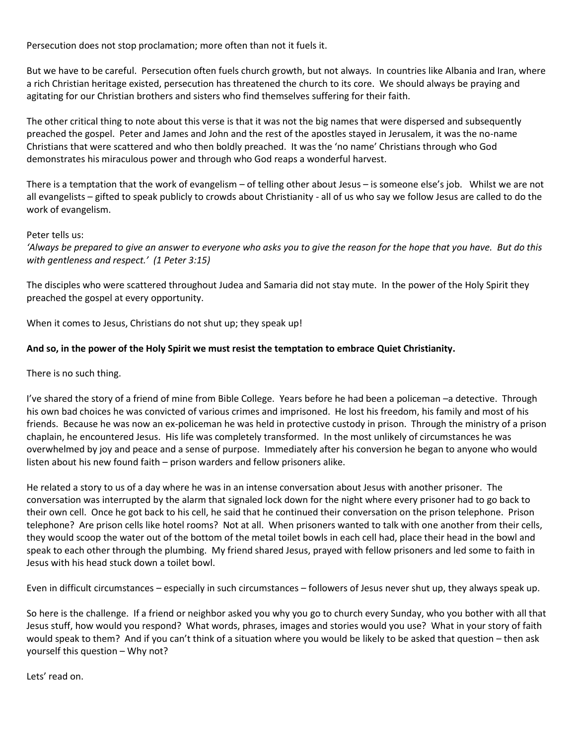Persecution does not stop proclamation; more often than not it fuels it.

But we have to be careful. Persecution often fuels church growth, but not always. In countries like Albania and Iran, where a rich Christian heritage existed, persecution has threatened the church to its core. We should always be praying and agitating for our Christian brothers and sisters who find themselves suffering for their faith.

The other critical thing to note about this verse is that it was not the big names that were dispersed and subsequently preached the gospel. Peter and James and John and the rest of the apostles stayed in Jerusalem, it was the no-name Christians that were scattered and who then boldly preached. It was the 'no name' Christians through who God demonstrates his miraculous power and through who God reaps a wonderful harvest.

There is a temptation that the work of evangelism – of telling other about Jesus – is someone else's job. Whilst we are not all evangelists – gifted to speak publicly to crowds about Christianity - all of us who say we follow Jesus are called to do the work of evangelism.

Peter tells us:

*'Always be prepared to give an answer to everyone who asks you to give the reason for the hope that you have. But do this with gentleness and respect.' (1 Peter 3:15)*

The disciples who were scattered throughout Judea and Samaria did not stay mute. In the power of the Holy Spirit they preached the gospel at every opportunity.

When it comes to Jesus, Christians do not shut up; they speak up!

**And so, in the power of the Holy Spirit we must resist the temptation to embrace Quiet Christianity.**

There is no such thing.

I've shared the story of a friend of mine from Bible College. Years before he had been a policeman –a detective. Through his own bad choices he was convicted of various crimes and imprisoned. He lost his freedom, his family and most of his friends. Because he was now an ex-policeman he was held in protective custody in prison. Through the ministry of a prison chaplain, he encountered Jesus. His life was completely transformed. In the most unlikely of circumstances he was overwhelmed by joy and peace and a sense of purpose. Immediately after his conversion he began to anyone who would listen about his new found faith – prison warders and fellow prisoners alike.

He related a story to us of a day where he was in an intense conversation about Jesus with another prisoner. The conversation was interrupted by the alarm that signaled lock down for the night where every prisoner had to go back to their own cell. Once he got back to his cell, he said that he continued their conversation on the prison telephone. Prison telephone? Are prison cells like hotel rooms? Not at all. When prisoners wanted to talk with one another from their cells, they would scoop the water out of the bottom of the metal toilet bowls in each cell had, place their head in the bowl and speak to each other through the plumbing. My friend shared Jesus, prayed with fellow prisoners and led some to faith in Jesus with his head stuck down a toilet bowl.

Even in difficult circumstances – especially in such circumstances – followers of Jesus never shut up, they always speak up.

So here is the challenge. If a friend or neighbor asked you why you go to church every Sunday, who you bother with all that Jesus stuff, how would you respond? What words, phrases, images and stories would you use? What in your story of faith would speak to them? And if you can't think of a situation where you would be likely to be asked that question – then ask yourself this question – Why not?

Lets' read on.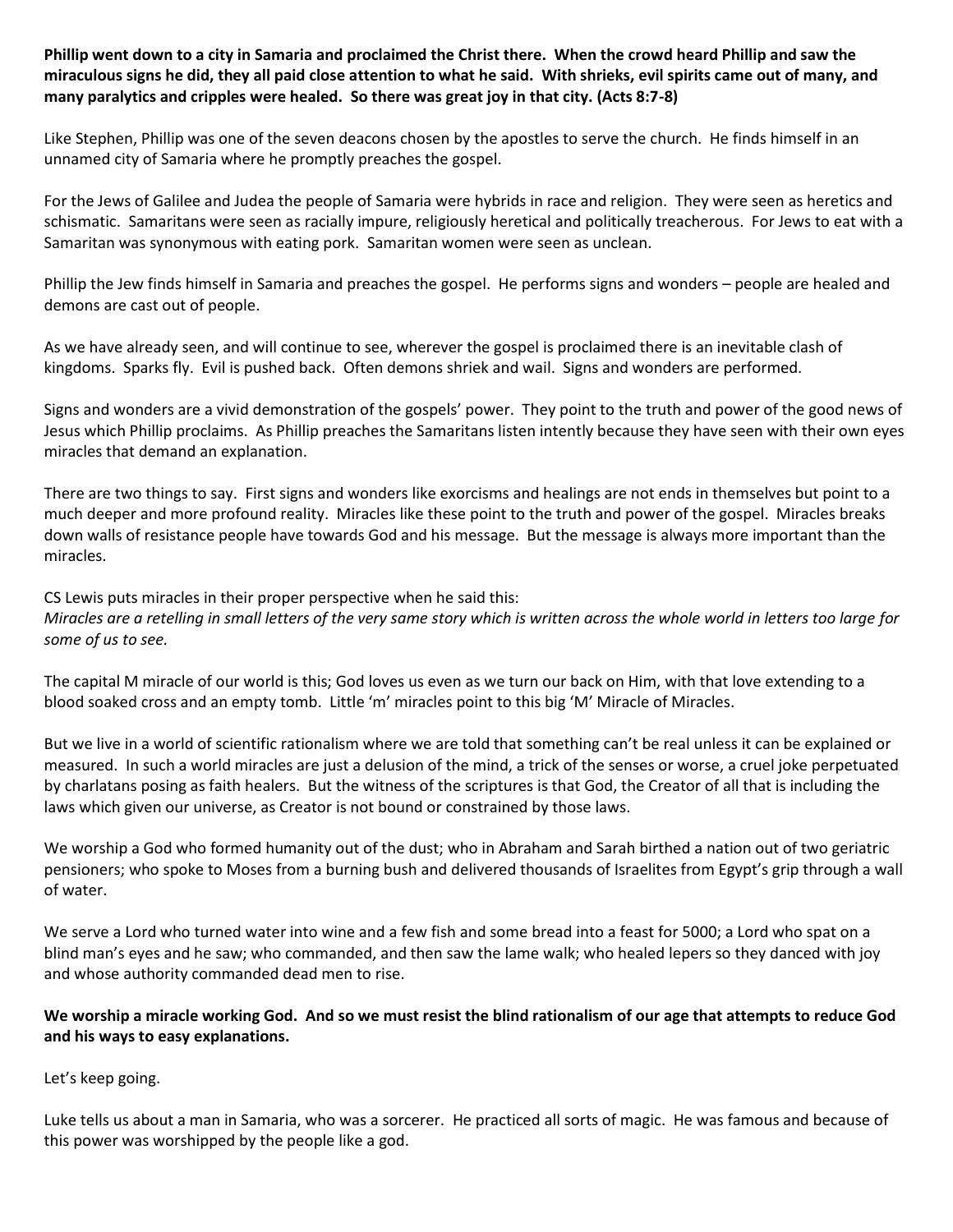**Phillip went down to a city in Samaria and proclaimed the Christ there. When the crowd heard Phillip and saw the miraculous signs he did, they all paid close attention to what he said. With shrieks, evil spirits came out of many, and many paralytics and cripples were healed. So there was great joy in that city. (Acts 8:7-8)**

Like Stephen, Phillip was one of the seven deacons chosen by the apostles to serve the church. He finds himself in an unnamed city of Samaria where he promptly preaches the gospel.

For the Jews of Galilee and Judea the people of Samaria were hybrids in race and religion. They were seen as heretics and schismatic. Samaritans were seen as racially impure, religiously heretical and politically treacherous. For Jews to eat with a Samaritan was synonymous with eating pork. Samaritan women were seen as unclean.

Phillip the Jew finds himself in Samaria and preaches the gospel. He performs signs and wonders – people are healed and demons are cast out of people.

As we have already seen, and will continue to see, wherever the gospel is proclaimed there is an inevitable clash of kingdoms. Sparks fly. Evil is pushed back. Often demons shriek and wail. Signs and wonders are performed.

Signs and wonders are a vivid demonstration of the gospels' power. They point to the truth and power of the good news of Jesus which Phillip proclaims. As Phillip preaches the Samaritans listen intently because they have seen with their own eyes miracles that demand an explanation.

There are two things to say. First signs and wonders like exorcisms and healings are not ends in themselves but point to a much deeper and more profound reality. Miracles like these point to the truth and power of the gospel. Miracles breaks down walls of resistance people have towards God and his message. But the message is always more important than the miracles.

CS Lewis puts miracles in their proper perspective when he said this:
*Miracles are a retelling in small letters of the very same story which is written across the whole world in letters too large for some of us to see.*

The capital M miracle of our world is this; God loves us even as we turn our back on Him, with that love extending to a blood soaked cross and an empty tomb. Little 'm' miracles point to this big 'M' Miracle of Miracles.

But we live in a world of scientific rationalism where we are told that something can't be real unless it can be explained or measured. In such a world miracles are just a delusion of the mind, a trick of the senses or worse, a cruel joke perpetuated by charlatans posing as faith healers. But the witness of the scriptures is that God, the Creator of all that is including the laws which given our universe, as Creator is not bound or constrained by those laws.

We worship a God who formed humanity out of the dust; who in Abraham and Sarah birthed a nation out of two geriatric pensioners; who spoke to Moses from a burning bush and delivered thousands of Israelites from Egypt's grip through a wall of water.

We serve a Lord who turned water into wine and a few fish and some bread into a feast for 5000; a Lord who spat on a blind man's eyes and he saw; who commanded, and then saw the lame walk; who healed lepers so they danced with joy and whose authority commanded dead men to rise.

**We worship a miracle working God. And so we must resist the blind rationalism of our age that attempts to reduce God and his ways to easy explanations.**

Let's keep going.

Luke tells us about a man in Samaria, who was a sorcerer. He practiced all sorts of magic. He was famous and because of this power was worshipped by the people like a god.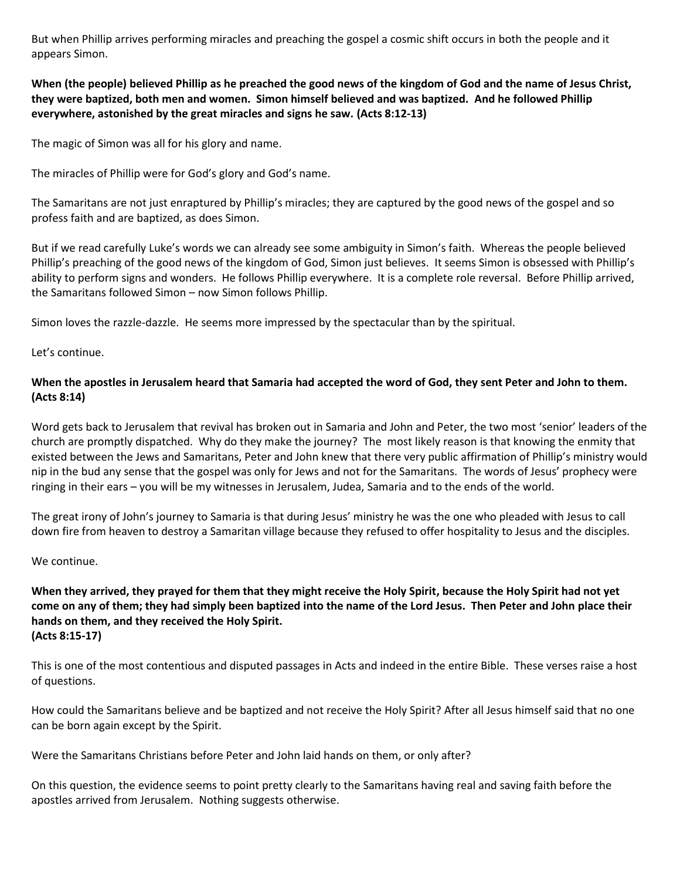But when Phillip arrives performing miracles and preaching the gospel a cosmic shift occurs in both the people and it appears Simon.

**When (the people) believed Phillip as he preached the good news of the kingdom of God and the name of Jesus Christ, they were baptized, both men and women. Simon himself believed and was baptized. And he followed Phillip everywhere, astonished by the great miracles and signs he saw. (Acts 8:12-13)**

The magic of Simon was all for his glory and name.

The miracles of Phillip were for God's glory and God's name.

The Samaritans are not just enraptured by Phillip's miracles; they are captured by the good news of the gospel and so profess faith and are baptized, as does Simon.

But if we read carefully Luke's words we can already see some ambiguity in Simon's faith. Whereas the people believed Phillip's preaching of the good news of the kingdom of God, Simon just believes. It seems Simon is obsessed with Phillip's ability to perform signs and wonders. He follows Phillip everywhere. It is a complete role reversal. Before Phillip arrived, the Samaritans followed Simon – now Simon follows Phillip.

Simon loves the razzle-dazzle. He seems more impressed by the spectacular than by the spiritual.

Let's continue.

**When the apostles in Jerusalem heard that Samaria had accepted the word of God, they sent Peter and John to them. (Acts 8:14)**

Word gets back to Jerusalem that revival has broken out in Samaria and John and Peter, the two most 'senior' leaders of the church are promptly dispatched. Why do they make the journey? The most likely reason is that knowing the enmity that existed between the Jews and Samaritans, Peter and John knew that there very public affirmation of Phillip's ministry would nip in the bud any sense that the gospel was only for Jews and not for the Samaritans. The words of Jesus' prophecy were ringing in their ears – you will be my witnesses in Jerusalem, Judea, Samaria and to the ends of the world.

The great irony of John's journey to Samaria is that during Jesus' ministry he was the one who pleaded with Jesus to call down fire from heaven to destroy a Samaritan village because they refused to offer hospitality to Jesus and the disciples.

We continue.

**When they arrived, they prayed for them that they might receive the Holy Spirit, because the Holy Spirit had not yet come on any of them; they had simply been baptized into the name of the Lord Jesus. Then Peter and John place their hands on them, and they received the Holy Spirit.
(Acts 8:15-17)**

This is one of the most contentious and disputed passages in Acts and indeed in the entire Bible. These verses raise a host of questions.

How could the Samaritans believe and be baptized and not receive the Holy Spirit? After all Jesus himself said that no one can be born again except by the Spirit.

Were the Samaritans Christians before Peter and John laid hands on them, or only after?

On this question, the evidence seems to point pretty clearly to the Samaritans having real and saving faith before the apostles arrived from Jerusalem. Nothing suggests otherwise.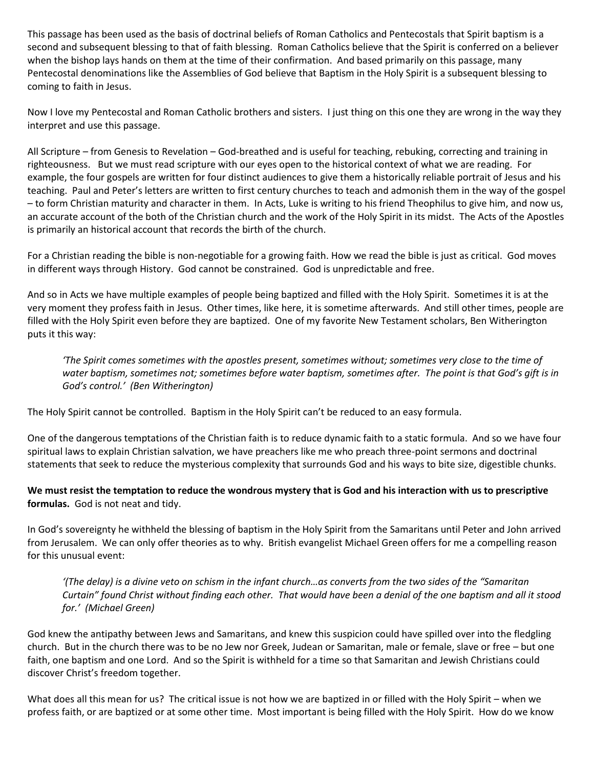This passage has been used as the basis of doctrinal beliefs of Roman Catholics and Pentecostals that Spirit baptism is a second and subsequent blessing to that of faith blessing. Roman Catholics believe that the Spirit is conferred on a believer when the bishop lays hands on them at the time of their confirmation. And based primarily on this passage, many Pentecostal denominations like the Assemblies of God believe that Baptism in the Holy Spirit is a subsequent blessing to coming to faith in Jesus.

Now I love my Pentecostal and Roman Catholic brothers and sisters. I just thing on this one they are wrong in the way they interpret and use this passage.

All Scripture – from Genesis to Revelation – God-breathed and is useful for teaching, rebuking, correcting and training in righteousness. But we must read scripture with our eyes open to the historical context of what we are reading. For example, the four gospels are written for four distinct audiences to give them a historically reliable portrait of Jesus and his teaching. Paul and Peter's letters are written to first century churches to teach and admonish them in the way of the gospel – to form Christian maturity and character in them. In Acts, Luke is writing to his friend Theophilus to give him, and now us, an accurate account of the both of the Christian church and the work of the Holy Spirit in its midst. The Acts of the Apostles is primarily an historical account that records the birth of the church.

For a Christian reading the bible is non-negotiable for a growing faith. How we read the bible is just as critical. God moves in different ways through History. God cannot be constrained. God is unpredictable and free.

And so in Acts we have multiple examples of people being baptized and filled with the Holy Spirit. Sometimes it is at the very moment they profess faith in Jesus. Other times, like here, it is sometime afterwards. And still other times, people are filled with the Holy Spirit even before they are baptized. One of my favorite New Testament scholars, Ben Witherington puts it this way:

> *'The Spirit comes sometimes with the apostles present, sometimes without; sometimes very close to the time of water baptism, sometimes not; sometimes before water baptism, sometimes after. The point is that God's gift is in God's control.' (Ben Witherington)*

The Holy Spirit cannot be controlled. Baptism in the Holy Spirit can't be reduced to an easy formula.

One of the dangerous temptations of the Christian faith is to reduce dynamic faith to a static formula. And so we have four spiritual laws to explain Christian salvation, we have preachers like me who preach three-point sermons and doctrinal statements that seek to reduce the mysterious complexity that surrounds God and his ways to bite size, digestible chunks.

**We must resist the temptation to reduce the wondrous mystery that is God and his interaction with us to prescriptive formulas.** God is not neat and tidy.

In God's sovereignty he withheld the blessing of baptism in the Holy Spirit from the Samaritans until Peter and John arrived from Jerusalem. We can only offer theories as to why. British evangelist Michael Green offers for me a compelling reason for this unusual event:

> *'(The delay) is a divine veto on schism in the infant church…as converts from the two sides of the "Samaritan Curtain" found Christ without finding each other. That would have been a denial of the one baptism and all it stood for.' (Michael Green)*

God knew the antipathy between Jews and Samaritans, and knew this suspicion could have spilled over into the fledgling church. But in the church there was to be no Jew nor Greek, Judean or Samaritan, male or female, slave or free – but one faith, one baptism and one Lord. And so the Spirit is withheld for a time so that Samaritan and Jewish Christians could discover Christ's freedom together.

What does all this mean for us? The critical issue is not how we are baptized in or filled with the Holy Spirit – when we profess faith, or are baptized or at some other time. Most important is being filled with the Holy Spirit. How do we know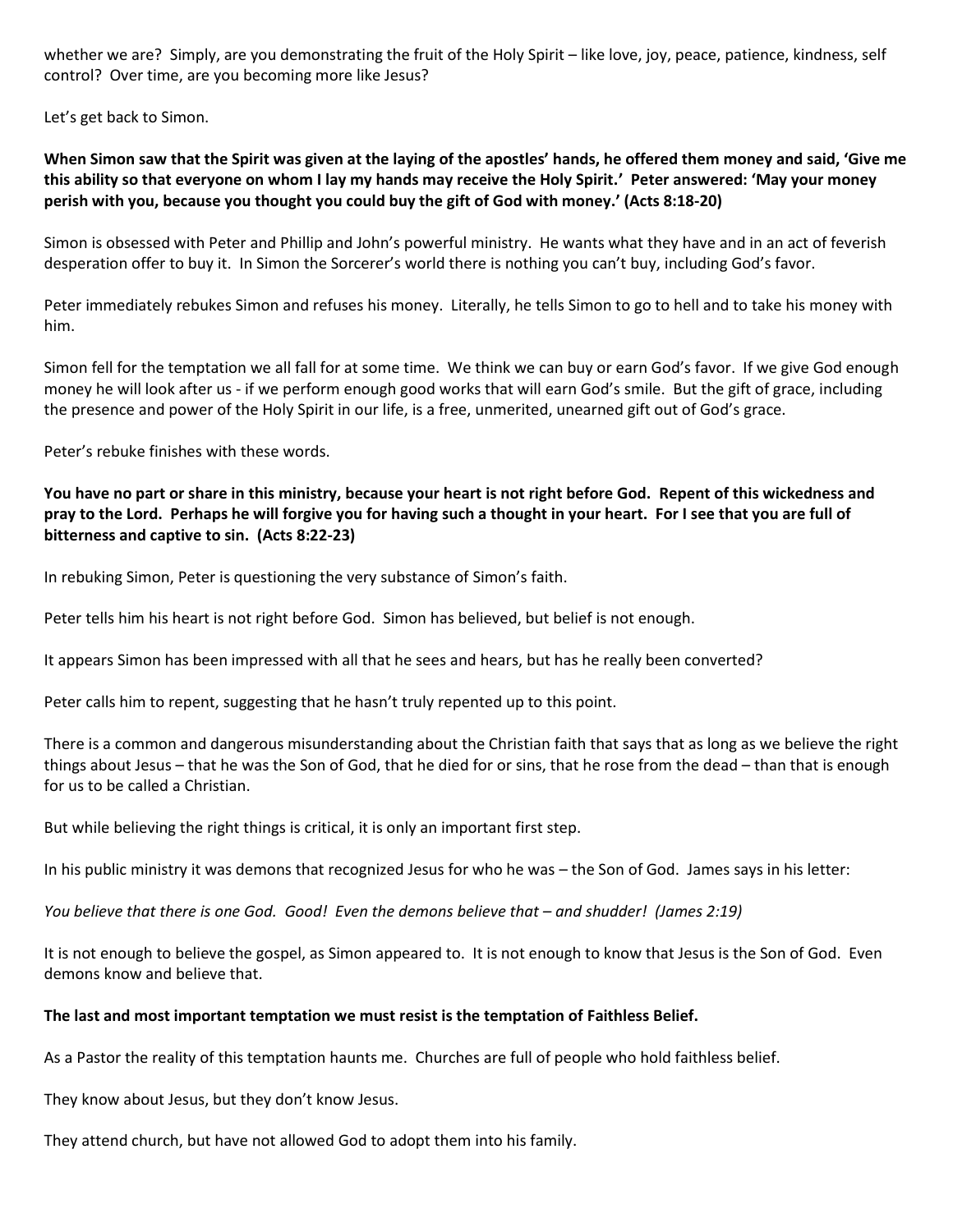whether we are? Simply, are you demonstrating the fruit of the Holy Spirit – like love, joy, peace, patience, kindness, self control? Over time, are you becoming more like Jesus?

Let's get back to Simon.

**When Simon saw that the Spirit was given at the laying of the apostles' hands, he offered them money and said, 'Give me this ability so that everyone on whom I lay my hands may receive the Holy Spirit.' Peter answered: 'May your money perish with you, because you thought you could buy the gift of God with money.' (Acts 8:18-20)**

Simon is obsessed with Peter and Phillip and John's powerful ministry. He wants what they have and in an act of feverish desperation offer to buy it. In Simon the Sorcerer's world there is nothing you can't buy, including God's favor.

Peter immediately rebukes Simon and refuses his money. Literally, he tells Simon to go to hell and to take his money with him.

Simon fell for the temptation we all fall for at some time. We think we can buy or earn God's favor. If we give God enough money he will look after us - if we perform enough good works that will earn God's smile. But the gift of grace, including the presence and power of the Holy Spirit in our life, is a free, unmerited, unearned gift out of God's grace.

Peter's rebuke finishes with these words.

**You have no part or share in this ministry, because your heart is not right before God. Repent of this wickedness and pray to the Lord. Perhaps he will forgive you for having such a thought in your heart. For I see that you are full of bitterness and captive to sin. (Acts 8:22-23)**

In rebuking Simon, Peter is questioning the very substance of Simon's faith.

Peter tells him his heart is not right before God. Simon has believed, but belief is not enough.

It appears Simon has been impressed with all that he sees and hears, but has he really been converted?

Peter calls him to repent, suggesting that he hasn't truly repented up to this point.

There is a common and dangerous misunderstanding about the Christian faith that says that as long as we believe the right things about Jesus – that he was the Son of God, that he died for or sins, that he rose from the dead – than that is enough for us to be called a Christian.

But while believing the right things is critical, it is only an important first step.

In his public ministry it was demons that recognized Jesus for who he was – the Son of God. James says in his letter:

*You believe that there is one God. Good! Even the demons believe that – and shudder! (James 2:19)*

It is not enough to believe the gospel, as Simon appeared to. It is not enough to know that Jesus is the Son of God. Even demons know and believe that.

**The last and most important temptation we must resist is the temptation of Faithless Belief.**

As a Pastor the reality of this temptation haunts me. Churches are full of people who hold faithless belief.

They know about Jesus, but they don't know Jesus.

They attend church, but have not allowed God to adopt them into his family.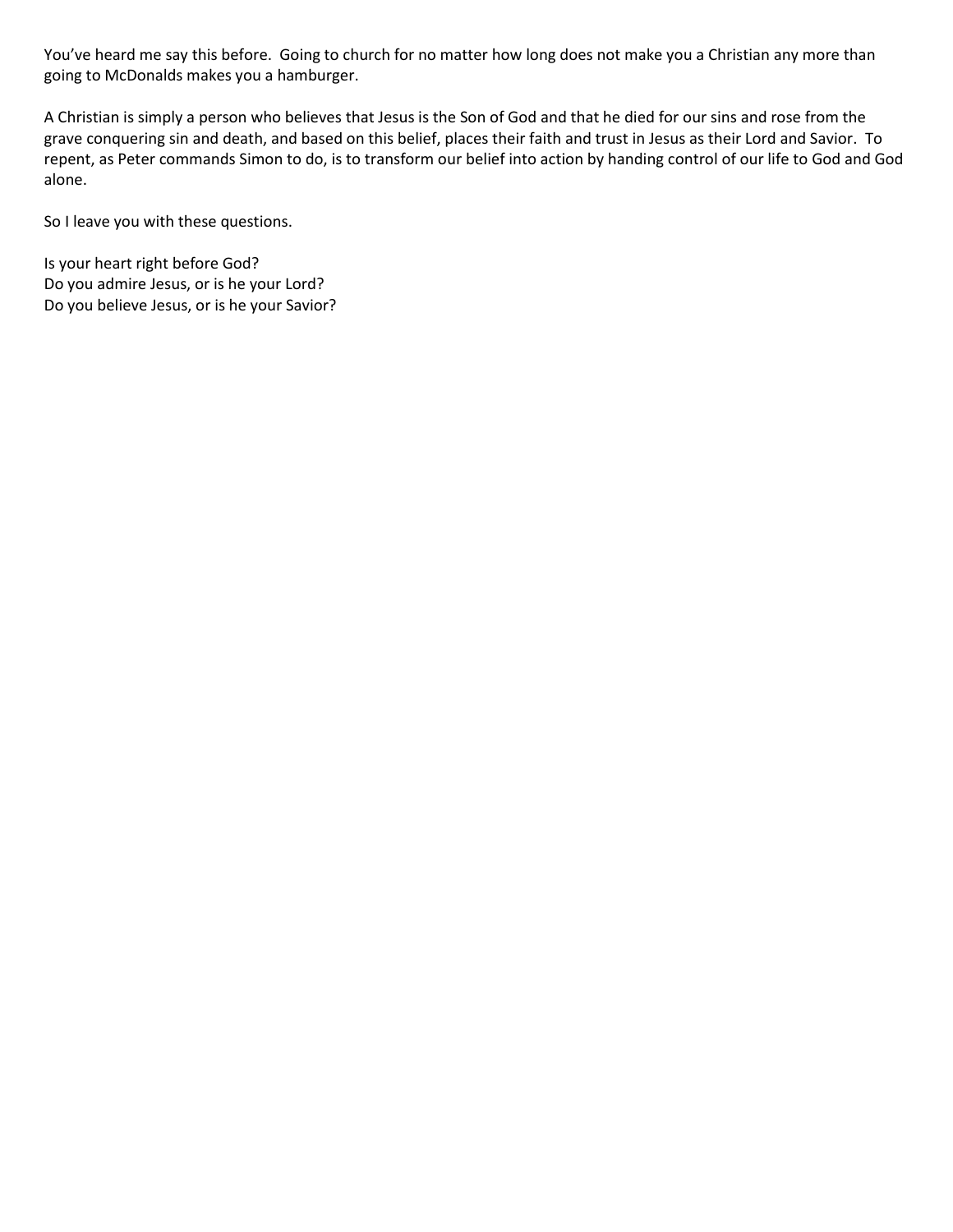You've heard me say this before. Going to church for no matter how long does not make you a Christian any more than going to McDonalds makes you a hamburger.

A Christian is simply a person who believes that Jesus is the Son of God and that he died for our sins and rose from the grave conquering sin and death, and based on this belief, places their faith and trust in Jesus as their Lord and Savior. To repent, as Peter commands Simon to do, is to transform our belief into action by handing control of our life to God and God alone.

So I leave you with these questions.

Is your heart right before God?
Do you admire Jesus, or is he your Lord?
Do you believe Jesus, or is he your Savior?